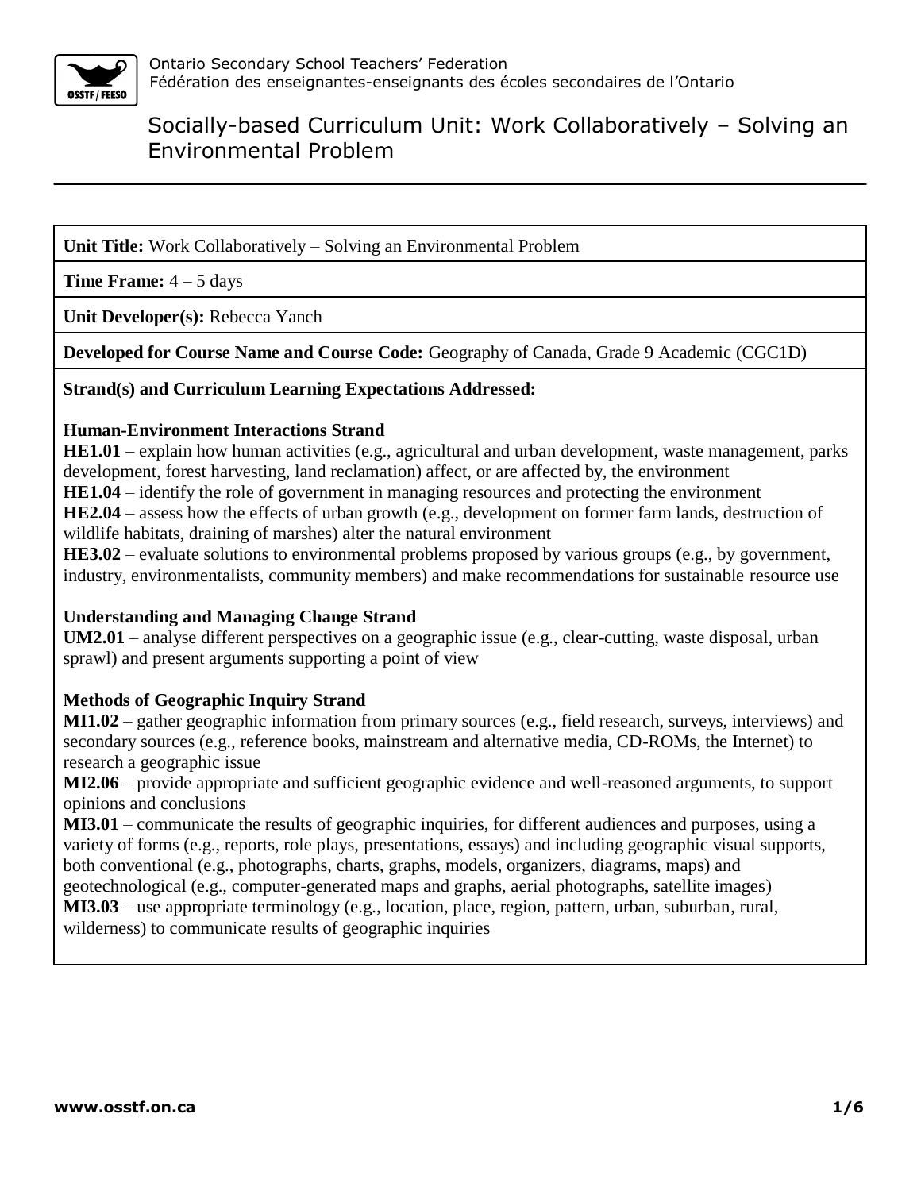Ontario Secondary School Teachers' Federation
Fédération des enseignantes-enseignants des écoles secondaires de l'Ontario

# Socially-based Curriculum Unit: Work Collaboratively – Solving an Environmental Problem

**Unit Title:** Work Collaboratively – Solving an Environmental Problem

**Time Frame:** 4 – 5 days

**Unit Developer(s):** Rebecca Yanch

**Developed for Course Name and Course Code:** Geography of Canada, Grade 9 Academic (CGC1D)

**Strand(s) and Curriculum Learning Expectations Addressed:**

**Human-Environment Interactions Strand**
**HE1.01** – explain how human activities (e.g., agricultural and urban development, waste management, parks development, forest harvesting, land reclamation) affect, or are affected by, the environment
**HE1.04** – identify the role of government in managing resources and protecting the environment
**HE2.04** – assess how the effects of urban growth (e.g., development on former farm lands, destruction of wildlife habitats, draining of marshes) alter the natural environment
**HE3.02** – evaluate solutions to environmental problems proposed by various groups (e.g., by government, industry, environmentalists, community members) and make recommendations for sustainable resource use

**Understanding and Managing Change Strand**
**UM2.01** – analyse different perspectives on a geographic issue (e.g., clear-cutting, waste disposal, urban sprawl) and present arguments supporting a point of view

**Methods of Geographic Inquiry Strand**
**MI1.02** – gather geographic information from primary sources (e.g., field research, surveys, interviews) and secondary sources (e.g., reference books, mainstream and alternative media, CD-ROMs, the Internet) to research a geographic issue
**MI2.06** – provide appropriate and sufficient geographic evidence and well-reasoned arguments, to support opinions and conclusions
**MI3.01** – communicate the results of geographic inquiries, for different audiences and purposes, using a variety of forms (e.g., reports, role plays, presentations, essays) and including geographic visual supports, both conventional (e.g., photographs, charts, graphs, models, organizers, diagrams, maps) and geotechnological (e.g., computer-generated maps and graphs, aerial photographs, satellite images)
**MI3.03** – use appropriate terminology (e.g., location, place, region, pattern, urban, suburban, rural, wilderness) to communicate results of geographic inquiries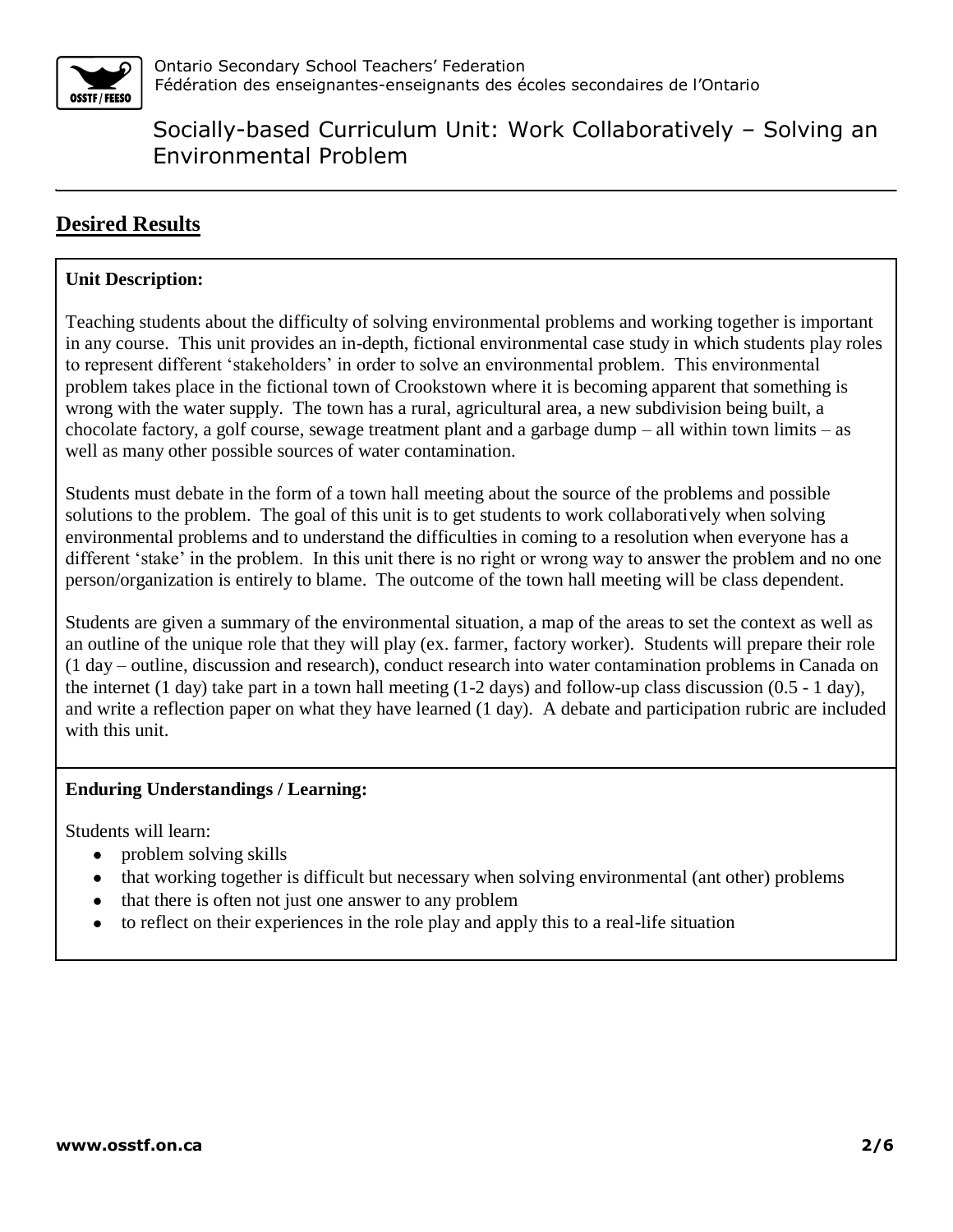## Desired Results

**Unit Description:**

Teaching students about the difficulty of solving environmental problems and working together is important in any course. This unit provides an in-depth, fictional environmental case study in which students play roles to represent different 'stakeholders' in order to solve an environmental problem. This environmental problem takes place in the fictional town of Crookstown where it is becoming apparent that something is wrong with the water supply. The town has a rural, agricultural area, a new subdivision being built, a chocolate factory, a golf course, sewage treatment plant and a garbage dump – all within town limits – as well as many other possible sources of water contamination.

Students must debate in the form of a town hall meeting about the source of the problems and possible solutions to the problem. The goal of this unit is to get students to work collaboratively when solving environmental problems and to understand the difficulties in coming to a resolution when everyone has a different 'stake' in the problem. In this unit there is no right or wrong way to answer the problem and no one person/organization is entirely to blame. The outcome of the town hall meeting will be class dependent.

Students are given a summary of the environmental situation, a map of the areas to set the context as well as an outline of the unique role that they will play (ex. farmer, factory worker). Students will prepare their role (1 day – outline, discussion and research), conduct research into water contamination problems in Canada on the internet (1 day) take part in a town hall meeting (1-2 days) and follow-up class discussion (0.5 - 1 day), and write a reflection paper on what they have learned (1 day). A debate and participation rubric are included with this unit.

**Enduring Understandings / Learning:**

Students will learn:

- problem solving skills
- that working together is difficult but necessary when solving environmental (ant other) problems
- that there is often not just one answer to any problem
- to reflect on their experiences in the role play and apply this to a real-life situation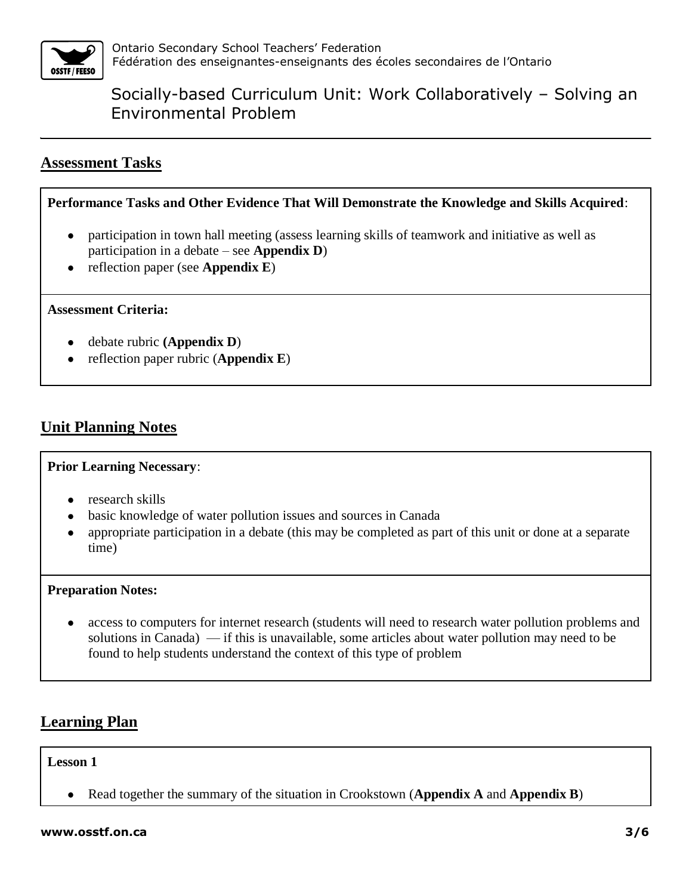## Assessment Tasks

**Performance Tasks and Other Evidence That Will Demonstrate the Knowledge and Skills Acquired**:

- participation in town hall meeting (assess learning skills of teamwork and initiative as well as participation in a debate – see **Appendix D**)
- reflection paper (see **Appendix E**)

**Assessment Criteria:**

- debate rubric **(Appendix D**)
- reflection paper rubric (**Appendix E**)

## Unit Planning Notes

**Prior Learning Necessary**:

- research skills
- basic knowledge of water pollution issues and sources in Canada
- appropriate participation in a debate (this may be completed as part of this unit or done at a separate time)

**Preparation Notes:**

- access to computers for internet research (students will need to research water pollution problems and solutions in Canada) — if this is unavailable, some articles about water pollution may need to be found to help students understand the context of this type of problem

## Learning Plan

**Lesson 1**

- Read together the summary of the situation in Crookstown (**Appendix A** and **Appendix B**)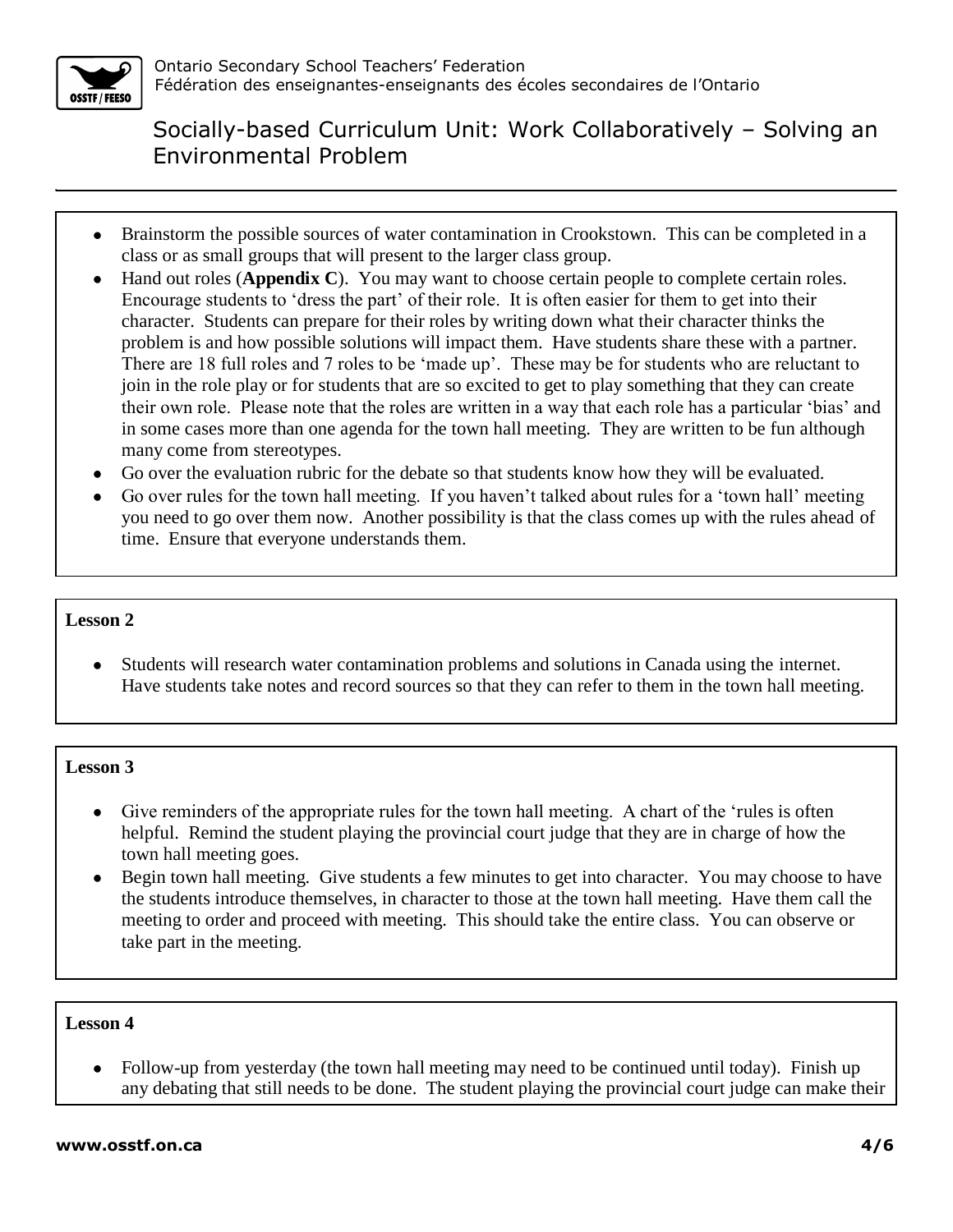- Brainstorm the possible sources of water contamination in Crookstown. This can be completed in a class or as small groups that will present to the larger class group.
- Hand out roles (**Appendix C**). You may want to choose certain people to complete certain roles. Encourage students to 'dress the part' of their role. It is often easier for them to get into their character. Students can prepare for their roles by writing down what their character thinks the problem is and how possible solutions will impact them. Have students share these with a partner. There are 18 full roles and 7 roles to be 'made up'. These may be for students who are reluctant to join in the role play or for students that are so excited to get to play something that they can create their own role. Please note that the roles are written in a way that each role has a particular 'bias' and in some cases more than one agenda for the town hall meeting. They are written to be fun although many come from stereotypes.
- Go over the evaluation rubric for the debate so that students know how they will be evaluated.
- Go over rules for the town hall meeting. If you haven't talked about rules for a 'town hall' meeting you need to go over them now. Another possibility is that the class comes up with the rules ahead of time. Ensure that everyone understands them.

**Lesson 2**

- Students will research water contamination problems and solutions in Canada using the internet. Have students take notes and record sources so that they can refer to them in the town hall meeting.

**Lesson 3**

- Give reminders of the appropriate rules for the town hall meeting. A chart of the 'rules is often helpful. Remind the student playing the provincial court judge that they are in charge of how the town hall meeting goes.
- Begin town hall meeting. Give students a few minutes to get into character. You may choose to have the students introduce themselves, in character to those at the town hall meeting. Have them call the meeting to order and proceed with meeting. This should take the entire class. You can observe or take part in the meeting.

**Lesson 4**

- Follow-up from yesterday (the town hall meeting may need to be continued until today). Finish up any debating that still needs to be done. The student playing the provincial court judge can make their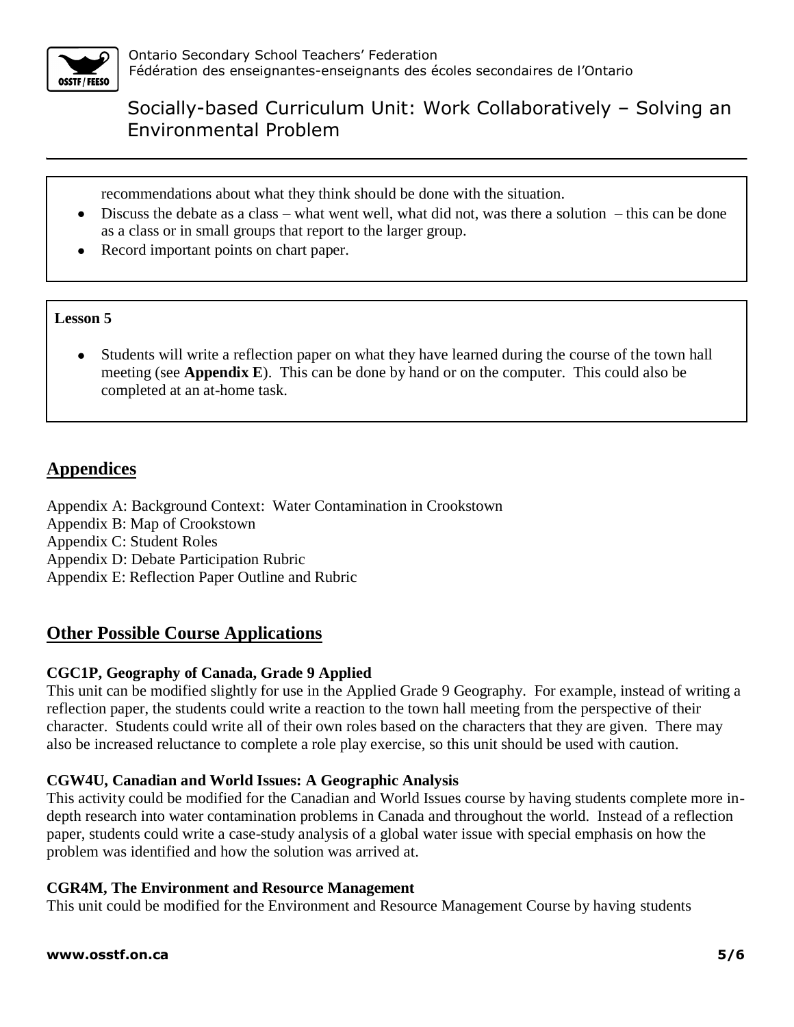recommendations about what they think should be done with the situation.

- Discuss the debate as a class – what went well, what did not, was there a solution – this can be done as a class or in small groups that report to the larger group.
- Record important points on chart paper.

**Lesson 5**

- Students will write a reflection paper on what they have learned during the course of the town hall meeting (see **Appendix E**). This can be done by hand or on the computer. This could also be completed at an at-home task.

## Appendices

Appendix A: Background Context: Water Contamination in Crookstown
Appendix B: Map of Crookstown
Appendix C: Student Roles
Appendix D: Debate Participation Rubric
Appendix E: Reflection Paper Outline and Rubric

## Other Possible Course Applications

**CGC1P, Geography of Canada, Grade 9 Applied**

This unit can be modified slightly for use in the Applied Grade 9 Geography. For example, instead of writing a reflection paper, the students could write a reaction to the town hall meeting from the perspective of their character. Students could write all of their own roles based on the characters that they are given. There may also be increased reluctance to complete a role play exercise, so this unit should be used with caution.

**CGW4U, Canadian and World Issues: A Geographic Analysis**

This activity could be modified for the Canadian and World Issues course by having students complete more in-depth research into water contamination problems in Canada and throughout the world. Instead of a reflection paper, students could write a case-study analysis of a global water issue with special emphasis on how the problem was identified and how the solution was arrived at.

**CGR4M, The Environment and Resource Management**

This unit could be modified for the Environment and Resource Management Course by having students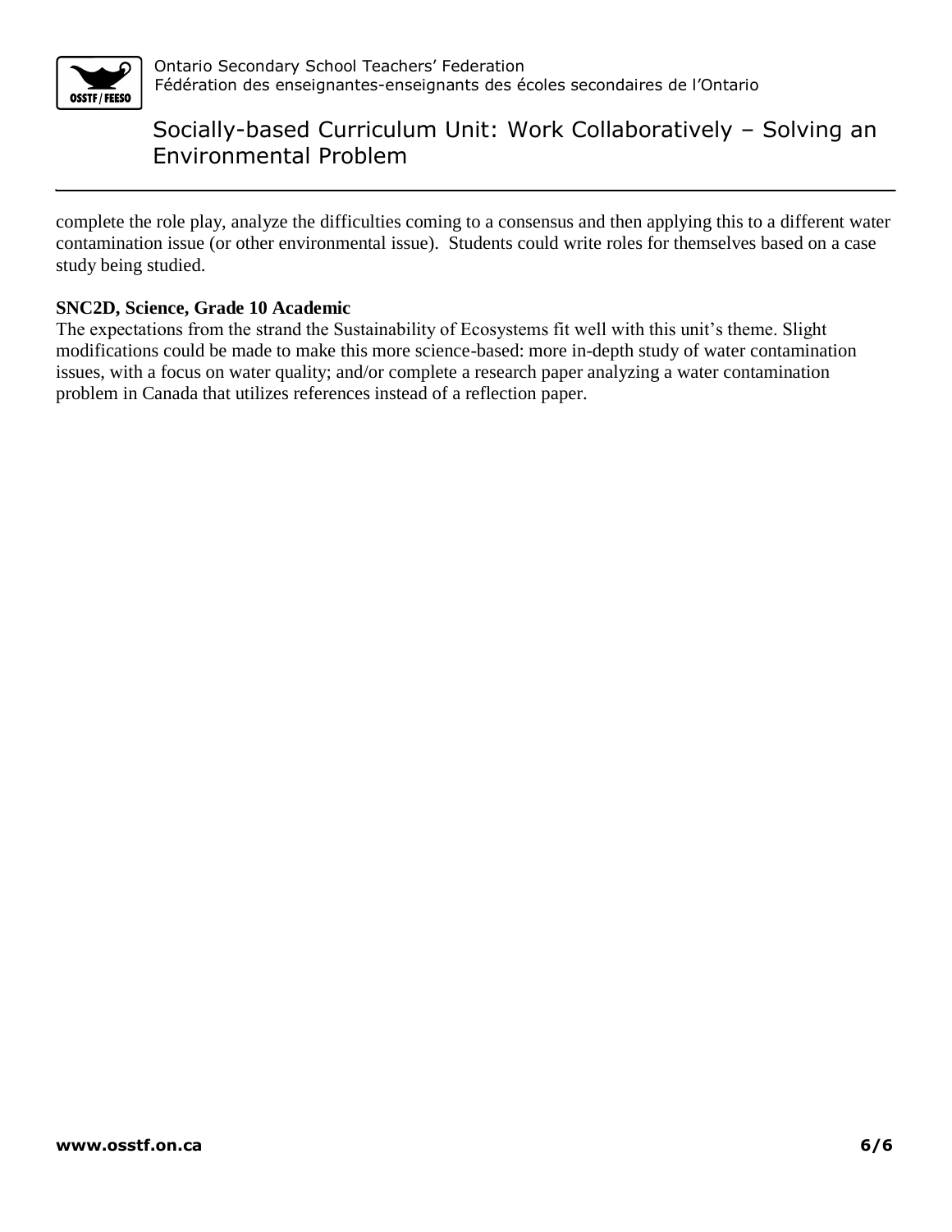complete the role play, analyze the difficulties coming to a consensus and then applying this to a different water contamination issue (or other environmental issue). Students could write roles for themselves based on a case study being studied.

**SNC2D, Science, Grade 10 Academic**

The expectations from the strand the Sustainability of Ecosystems fit well with this unit's theme. Slight modifications could be made to make this more science-based: more in-depth study of water contamination issues, with a focus on water quality; and/or complete a research paper analyzing a water contamination problem in Canada that utilizes references instead of a reflection paper.